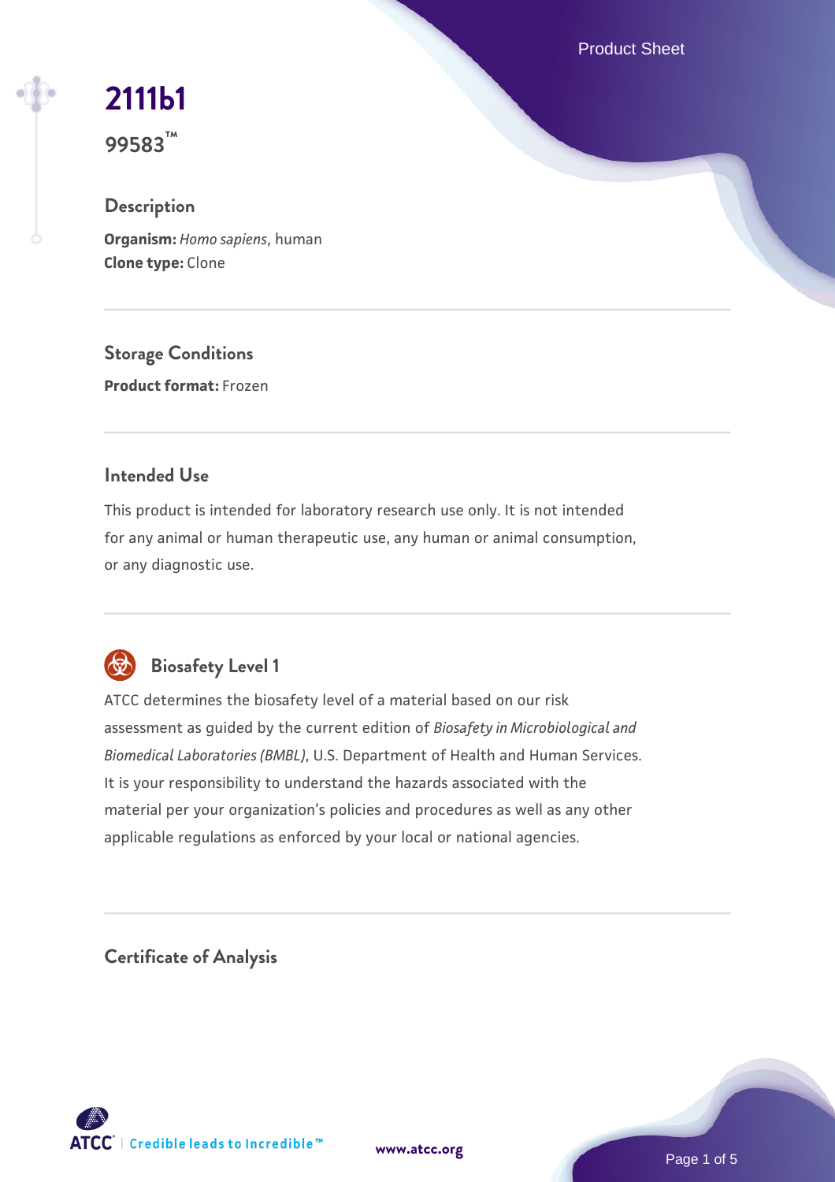# 2111b1

**99583™**

## Description

**Organism:** *Homo sapiens*, human
**Clone type:** Clone

## Storage Conditions

**Product format:** Frozen

## Intended Use

This product is intended for laboratory research use only. It is not intended for any animal or human therapeutic use, any human or animal consumption, or any diagnostic use.

## Biosafety Level 1

ATCC determines the biosafety level of a material based on our risk assessment as guided by the current edition of *Biosafety in Microbiological and Biomedical Laboratories (BMBL)*, U.S. Department of Health and Human Services. It is your responsibility to understand the hazards associated with the material per your organization's policies and procedures as well as any other applicable regulations as enforced by your local or national agencies.

## Certificate of Analysis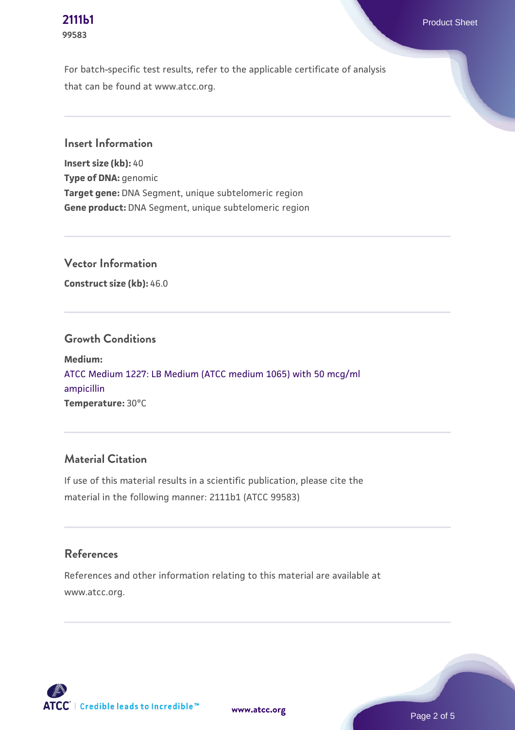For batch-specific test results, refer to the applicable certificate of analysis that can be found at www.atcc.org.

## Insert Information

**Insert size (kb):** 40
**Type of DNA:** genomic
**Target gene:** DNA Segment, unique subtelomeric region
**Gene product:** DNA Segment, unique subtelomeric region

## Vector Information

**Construct size (kb):** 46.0

## Growth Conditions

**Medium:**
ATCC Medium 1227: LB Medium (ATCC medium 1065) with 50 mcg/ml ampicillin
**Temperature:** 30°C

## Material Citation

If use of this material results in a scientific publication, please cite the material in the following manner: 2111b1 (ATCC 99583)

## References

References and other information relating to this material are available at www.atcc.org.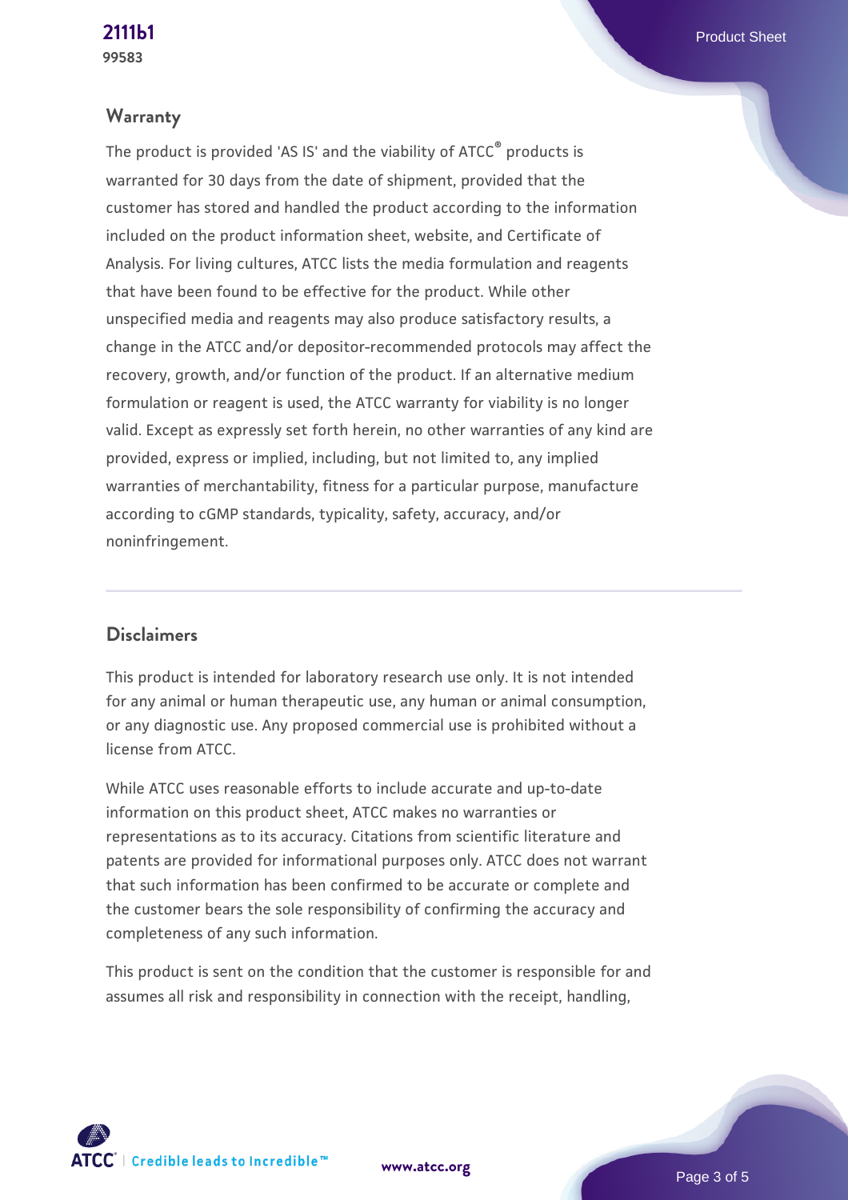## Warranty

The product is provided 'AS IS' and the viability of ATCC® products is warranted for 30 days from the date of shipment, provided that the customer has stored and handled the product according to the information included on the product information sheet, website, and Certificate of Analysis. For living cultures, ATCC lists the media formulation and reagents that have been found to be effective for the product. While other unspecified media and reagents may also produce satisfactory results, a change in the ATCC and/or depositor-recommended protocols may affect the recovery, growth, and/or function of the product. If an alternative medium formulation or reagent is used, the ATCC warranty for viability is no longer valid. Except as expressly set forth herein, no other warranties of any kind are provided, express or implied, including, but not limited to, any implied warranties of merchantability, fitness for a particular purpose, manufacture according to cGMP standards, typicality, safety, accuracy, and/or noninfringement.

## Disclaimers

This product is intended for laboratory research use only. It is not intended for any animal or human therapeutic use, any human or animal consumption, or any diagnostic use. Any proposed commercial use is prohibited without a license from ATCC.

While ATCC uses reasonable efforts to include accurate and up-to-date information on this product sheet, ATCC makes no warranties or representations as to its accuracy. Citations from scientific literature and patents are provided for informational purposes only. ATCC does not warrant that such information has been confirmed to be accurate or complete and the customer bears the sole responsibility of confirming the accuracy and completeness of any such information.

This product is sent on the condition that the customer is responsible for and assumes all risk and responsibility in connection with the receipt, handling,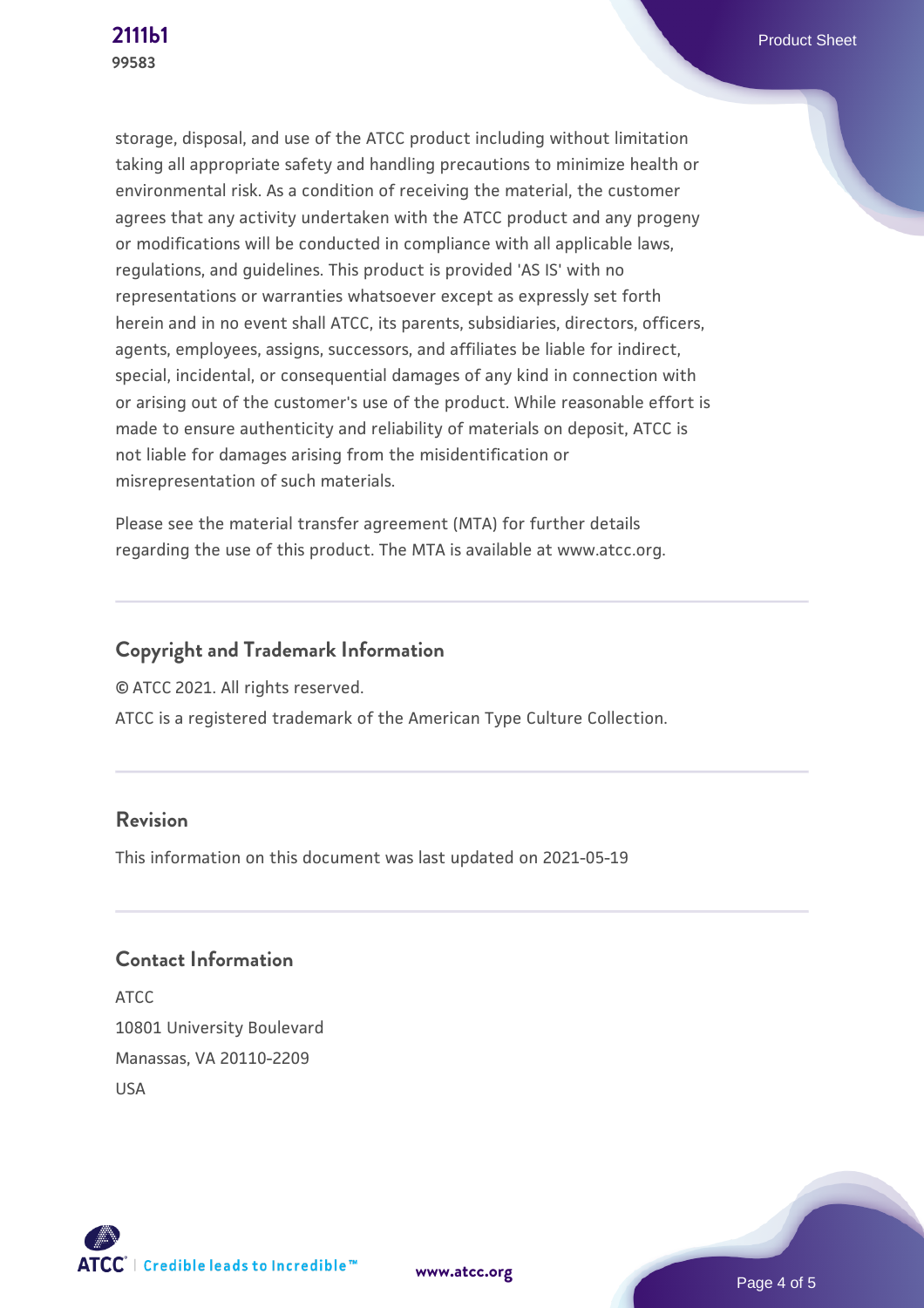storage, disposal, and use of the ATCC product including without limitation taking all appropriate safety and handling precautions to minimize health or environmental risk. As a condition of receiving the material, the customer agrees that any activity undertaken with the ATCC product and any progeny or modifications will be conducted in compliance with all applicable laws, regulations, and guidelines. This product is provided 'AS IS' with no representations or warranties whatsoever except as expressly set forth herein and in no event shall ATCC, its parents, subsidiaries, directors, officers, agents, employees, assigns, successors, and affiliates be liable for indirect, special, incidental, or consequential damages of any kind in connection with or arising out of the customer's use of the product. While reasonable effort is made to ensure authenticity and reliability of materials on deposit, ATCC is not liable for damages arising from the misidentification or misrepresentation of such materials.

Please see the material transfer agreement (MTA) for further details regarding the use of this product. The MTA is available at www.atcc.org.

## Copyright and Trademark Information

© ATCC 2021. All rights reserved.

ATCC is a registered trademark of the American Type Culture Collection.

## Revision

This information on this document was last updated on 2021-05-19

## Contact Information

ATCC
10801 University Boulevard
Manassas, VA 20110-2209
USA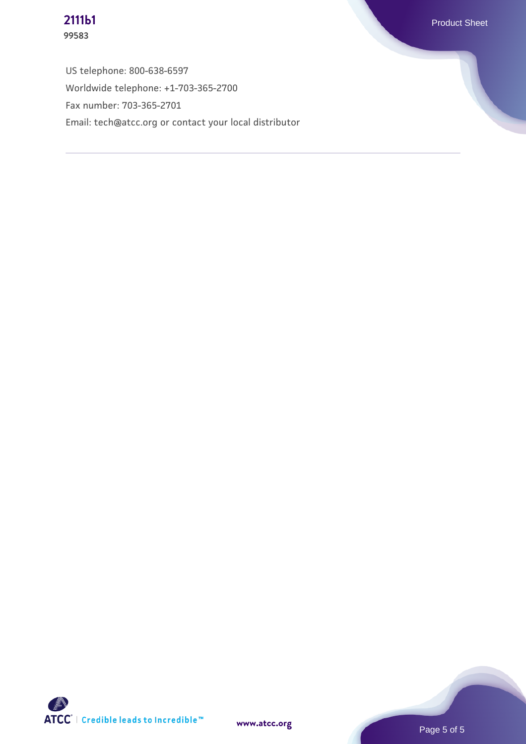US telephone: 800-638-6597

Worldwide telephone: +1-703-365-2700

Fax number: 703-365-2701

Email: tech@atcc.org or contact your local distributor